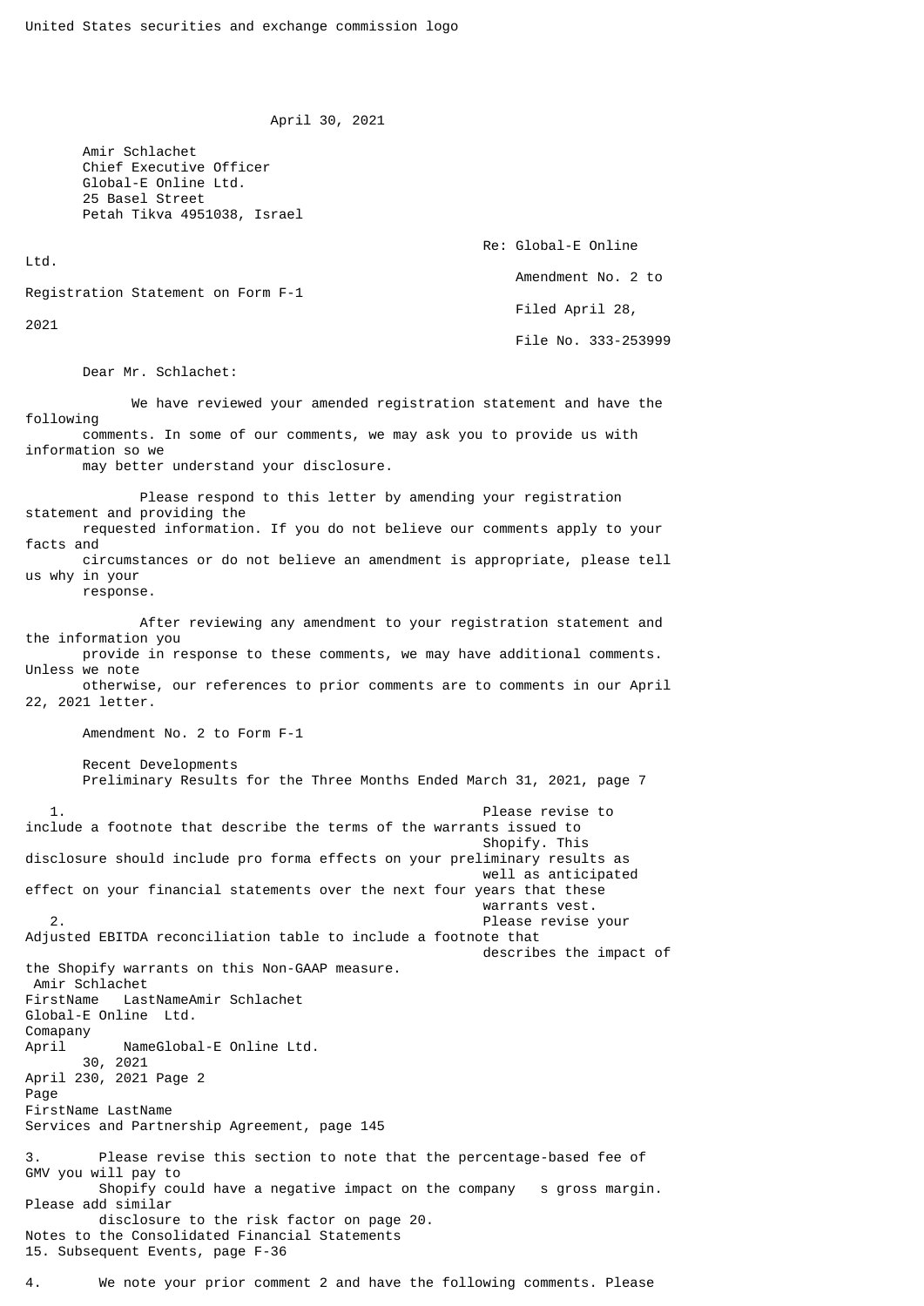United States securities and exchange commission logo

April 30, 2021

Amir Schlachet
Chief Executive Officer
Global-E Online Ltd.
25 Basel Street
Petah Tikva 4951038, Israel

Re: Global-E Online Ltd.
Amendment No. 2 to Registration Statement on Form F-1
Filed April 28, 2021
File No. 333-253999

Dear Mr. Schlachet:

We have reviewed your amended registration statement and have the following comments. In some of our comments, we may ask you to provide us with information so we may better understand your disclosure.

Please respond to this letter by amending your registration statement and providing the requested information. If you do not believe our comments apply to your facts and circumstances or do not believe an amendment is appropriate, please tell us why in your response.

After reviewing any amendment to your registration statement and the information you provide in response to these comments, we may have additional comments. Unless we note otherwise, our references to prior comments are to comments in our April 22, 2021 letter.

Amendment No. 2 to Form F-1

Recent Developments
Preliminary Results for the Three Months Ended March 31, 2021, page 7

1. Please revise to include a footnote that describe the terms of the warrants issued to Shopify. This disclosure should include pro forma effects on your preliminary results as well as anticipated effect on your financial statements over the next four years that these warrants vest.
2. Please revise your Adjusted EBITDA reconciliation table to include a footnote that describes the impact of the Shopify warrants on this Non-GAAP measure.

Services and Partnership Agreement, page 145

3. Please revise this section to note that the percentage-based fee of GMV you will pay to Shopify could have a negative impact on the company s gross margin. Please add similar disclosure to the risk factor on page 20.

Notes to the Consolidated Financial Statements
15. Subsequent Events, page F-36

4. We note your prior comment 2 and have the following comments. Please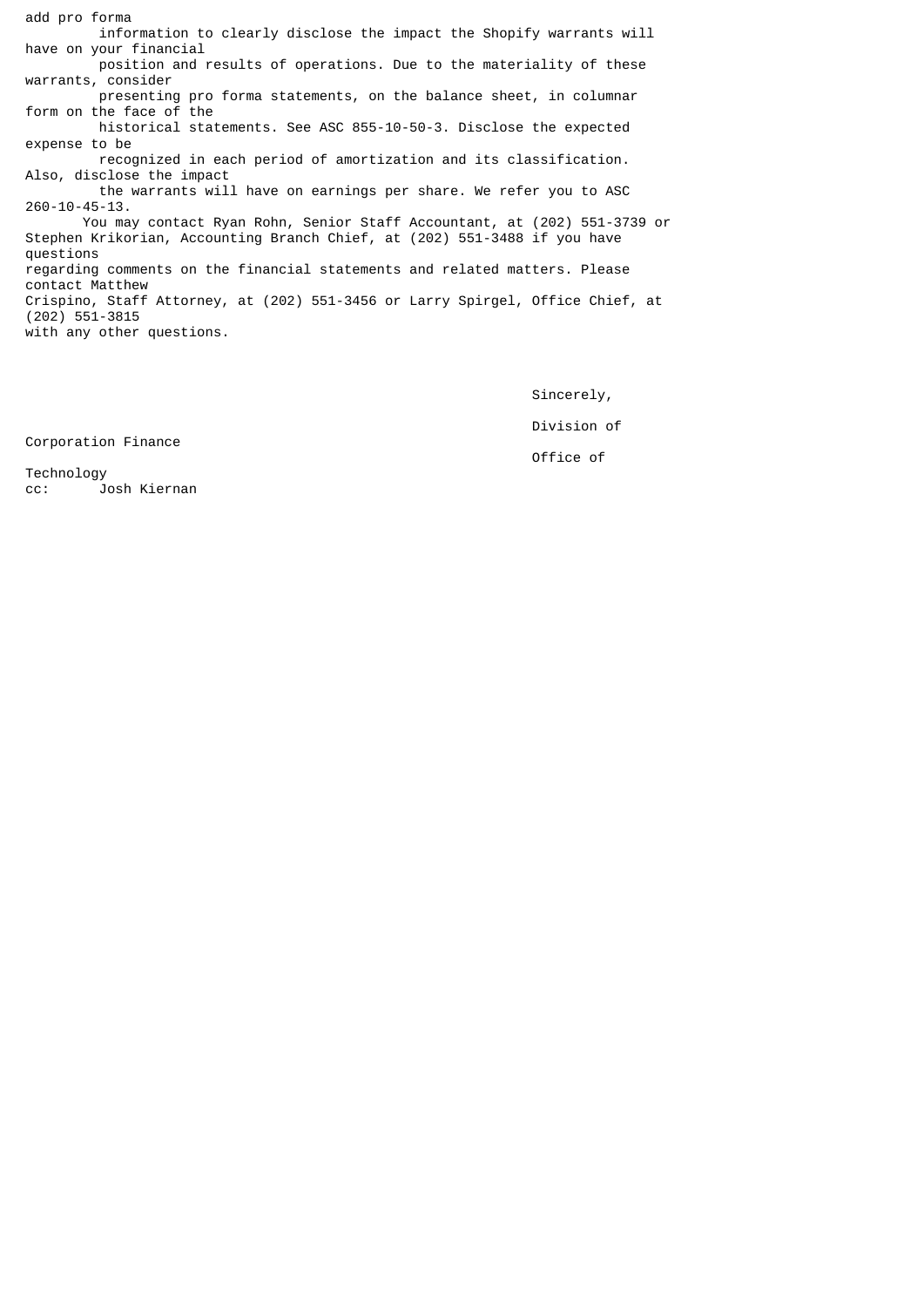add pro forma information to clearly disclose the impact the Shopify warrants will have on your financial position and results of operations. Due to the materiality of these warrants, consider presenting pro forma statements, on the balance sheet, in columnar form on the face of the historical statements. See ASC 855-10-50-3. Disclose the expected expense to be recognized in each period of amortization and its classification. Also, disclose the impact the warrants will have on earnings per share. We refer you to ASC 260-10-45-13.

You may contact Ryan Rohn, Senior Staff Accountant, at (202) 551-3739 or Stephen Krikorian, Accounting Branch Chief, at (202) 551-3488 if you have questions regarding comments on the financial statements and related matters. Please contact Matthew Crispino, Staff Attorney, at (202) 551-3456 or Larry Spirgel, Office Chief, at (202) 551-3815 with any other questions.

Sincerely,

Division of Corporation Finance

Office of Technology

cc: Josh Kiernan